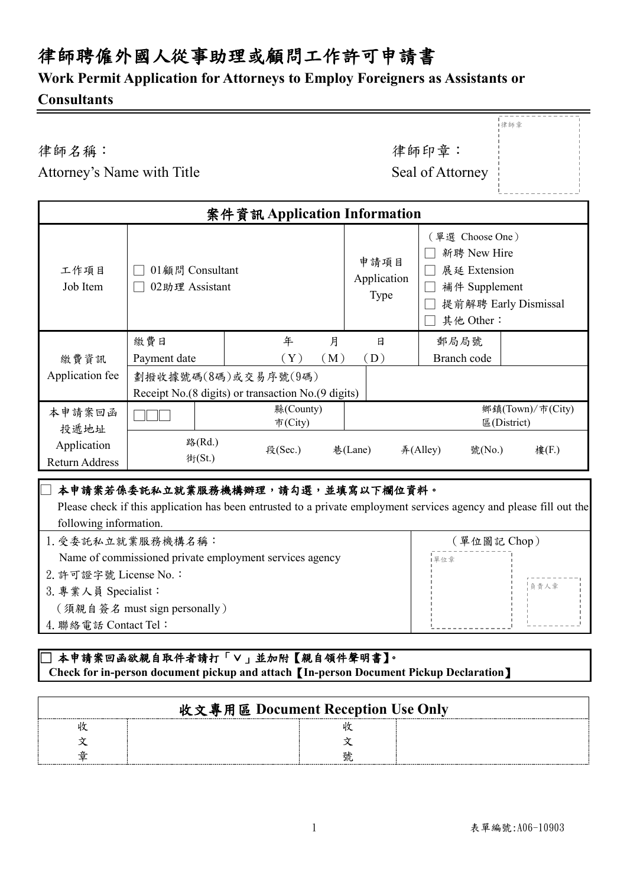# 律師聘僱外國人從事助理或顧問工作許可申請書

## Work Permit Application for Attorneys to Employ Foreigners as Assistants or Consultants

律師名稱：
Attorney's Name with Title

律師印章：
Seal of Attorney

律師章

| 案件資訊 Application Information | | | | | | |
|---|---|---|---|---|---|---|
| 工作項目<br>Job Item | ☐ 01顧問 Consultant<br>☐ 02助理 Assistant | | | 申請項目<br>Application Type | （單選 Choose One）<br>☐ 新聘 New Hire<br>☐ 展延 Extension<br>☐ 補件 Supplement<br>☐ 提前解聘 Early Dismissal<br>☐ 其他 Other： | |
| 繳費資訊<br>Application fee | 繳費日<br>Payment date | 年（Y） 月（M） 日（D） | | | 郵局局號<br>Branch code | |
| | 劃撥收據號碼(8碼)或交易序號(9碼)<br>Receipt No.(8 digits) or transaction No.(9 digits) | | | | | |
| 本申請案回函投遞地址<br>Application Return Address | ☐☐☐ | 縣(County)<br>市(City) | | 鄉鎮(Town)/市(City)<br>區(District) | | |
| | 路(Rd.)<br>街(St.) | 段(Sec.) | 巷(Lane) | 弄(Alley) | 號(No.) | 樓(F.) |

☐ **本申請案若係委託私立就業服務機構辦理，請勾選，並填寫以下欄位資料。**
Please check if this application has been entrusted to a private employment services agency and please fill out the following information.

| | |
|---|---|
| 1. 受委託私立就業服務機構名稱：<br>Name of commissioned private employment services agency<br>2. 許可證字號 License No.：<br>3. 專業人員 Specialist：<br>（須親自簽名 must sign personally）<br>4. 聯絡電話 Contact Tel： | （單位圖記 Chop）<br>單位章<br>負責人章 |

☐ **本申請案回函欲親自取件者請打「V」並加附【親自領件聲明書】。**
**Check for in-person document pickup and attach【In-person Document Pickup Declaration】**

| 收文專用區 Document Reception Use Only | | | |
|---|---|---|---|
| 收文章 | | 收文號 | |

表單編號:A06-10903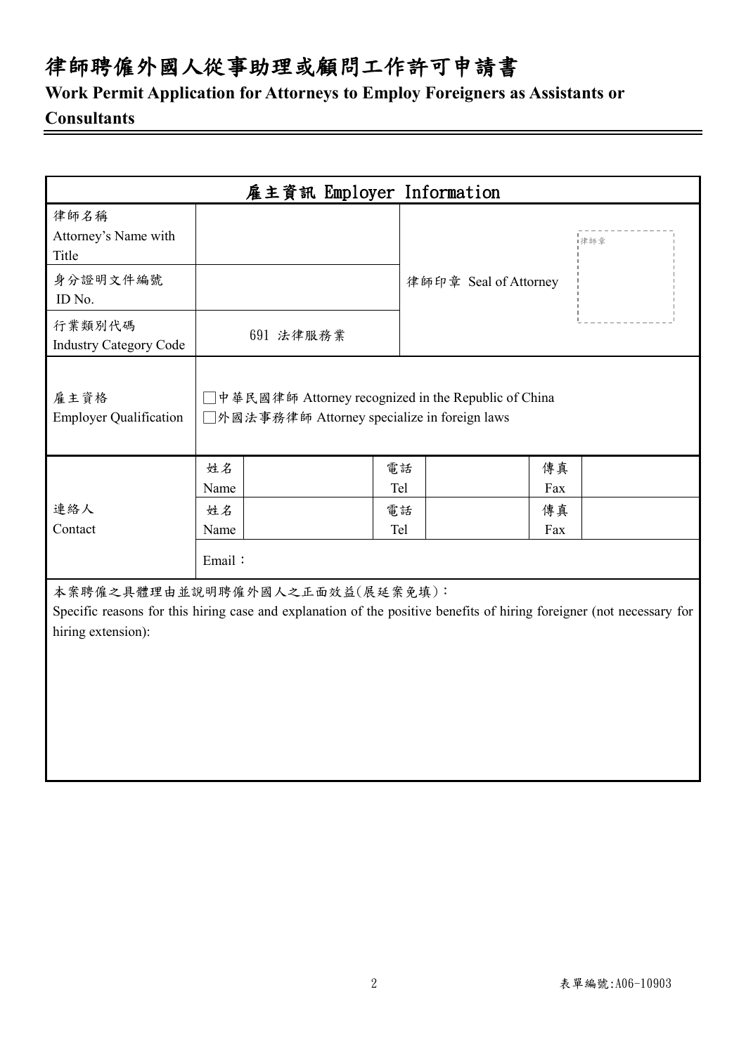# 律師聘僱外國人從事助理或顧問工作許可申請書

**Work Permit Application for Attorneys to Employ Foreigners as Assistants or Consultants**

| 雇主資訊 Employer Information | | | | | | |
|---|---|---|---|---|---|---|
| 律師名稱<br>Attorney's Name with Title | | | | 律師印章 Seal of Attorney | | 律師章 |
| 身分證明文件編號<br>ID No. | | | | | | |
| 行業類別代碼<br>Industry Category Code | 691 法律服務業 | | | | | |
| 雇主資格<br>Employer Qualification | □中華民國律師 Attorney recognized in the Republic of China<br>□外國法事務律師 Attorney specialize in foreign laws | | | | | |
| 連絡人<br>Contact | 姓名<br>Name | | 電話<br>Tel | | 傳真<br>Fax | |
| | 姓名<br>Name | | 電話<br>Tel | | 傳真<br>Fax | |
| | Email： | | | | | |

本案聘僱之具體理由並說明聘僱外國人之正面效益(展延案免填)：

Specific reasons for this hiring case and explanation of the positive benefits of hiring foreigner (not necessary for hiring extension):

表單編號:A06-10903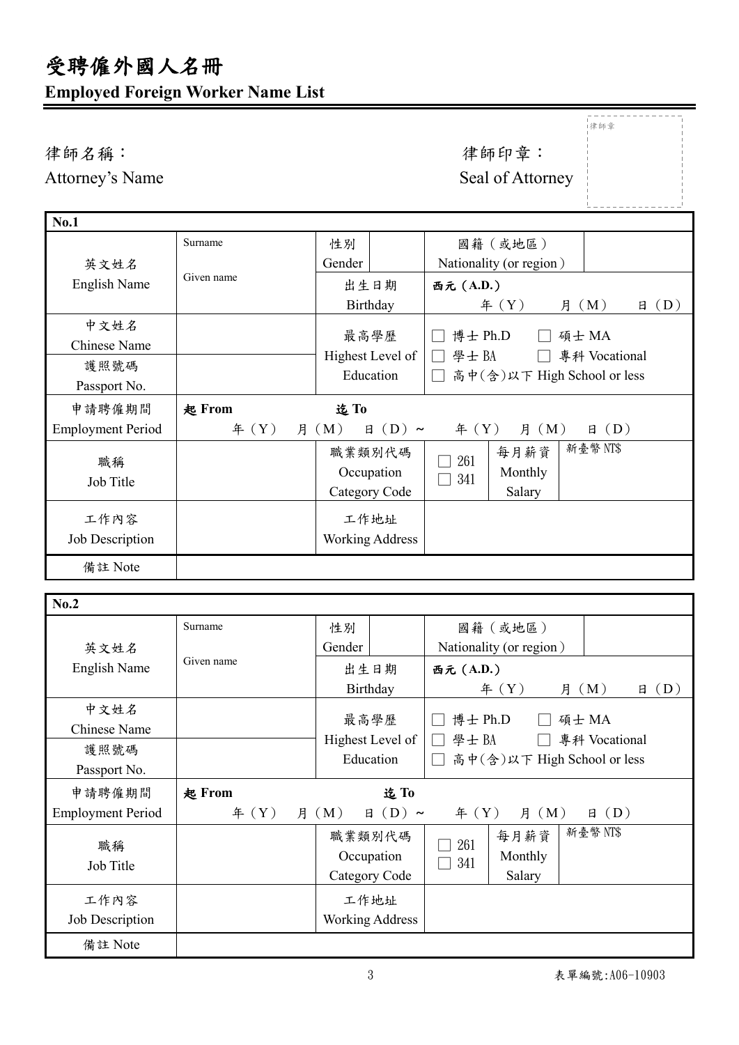# 受聘僱外國人名冊
## Employed Foreign Worker Name List

律師名稱：
Attorney's Name

律師印章：
Seal of Attorney

律師章

| **No.1** | | | | | | |
|---|---|---|---|---|---|---|
| 英文姓名<br>English Name | Surname<br><br>Given name | 性別<br>Gender | | 國籍（或地區）<br>Nationality (or region) | | |
| | | 出生日期<br>Birthday | | 西元（A.D.）<br>年（Y） 月（M） 日（D） | | |
| 中文姓名<br>Chinese Name | | 最高學歷<br>Highest Level of Education | | ☐ 博士 Ph.D ☐ 碩士 MA<br>☐ 學士 BA ☐ 專科 Vocational<br>☐ 高中(含)以下 High School or less | | |
| 護照號碼<br>Passport No. | | | | | | |
| 申請聘僱期間<br>Employment Period | **起 From**<br>年（Y） 月（M） 日（D）~ | **迄 To**<br>年（Y） 月（M） 日（D） | | | | |
| 職稱<br>Job Title | | 職業類別代碼<br>Occupation Category Code | | ☐ 261<br>☐ 341 | 每月薪資<br>Monthly Salary | 新臺幣 NT$ |
| 工作內容<br>Job Description | | 工作地址<br>Working Address | | | | |
| 備註 Note | | | | | | |

| **No.2** | | | | | | |
|---|---|---|---|---|---|---|
| 英文姓名<br>English Name | Surname<br><br>Given name | 性別<br>Gender | | 國籍（或地區）<br>Nationality (or region) | | |
| | | 出生日期<br>Birthday | | 西元（A.D.）<br>年（Y） 月（M） 日（D） | | |
| 中文姓名<br>Chinese Name | | 最高學歷<br>Highest Level of Education | | ☐ 博士 Ph.D ☐ 碩士 MA<br>☐ 學士 BA ☐ 專科 Vocational<br>☐ 高中(含)以下 High School or less | | |
| 護照號碼<br>Passport No. | | | | | | |
| 申請聘僱期間<br>Employment Period | **起 From**<br>年（Y） 月（M） 日（D）~ | **迄 To**<br>年（Y） 月（M） 日（D） | | | | |
| 職稱<br>Job Title | | 職業類別代碼<br>Occupation Category Code | | ☐ 261<br>☐ 341 | 每月薪資<br>Monthly Salary | 新臺幣 NT$ |
| 工作內容<br>Job Description | | 工作地址<br>Working Address | | | | |
| 備註 Note | | | | | | |

表單編號:A06-10903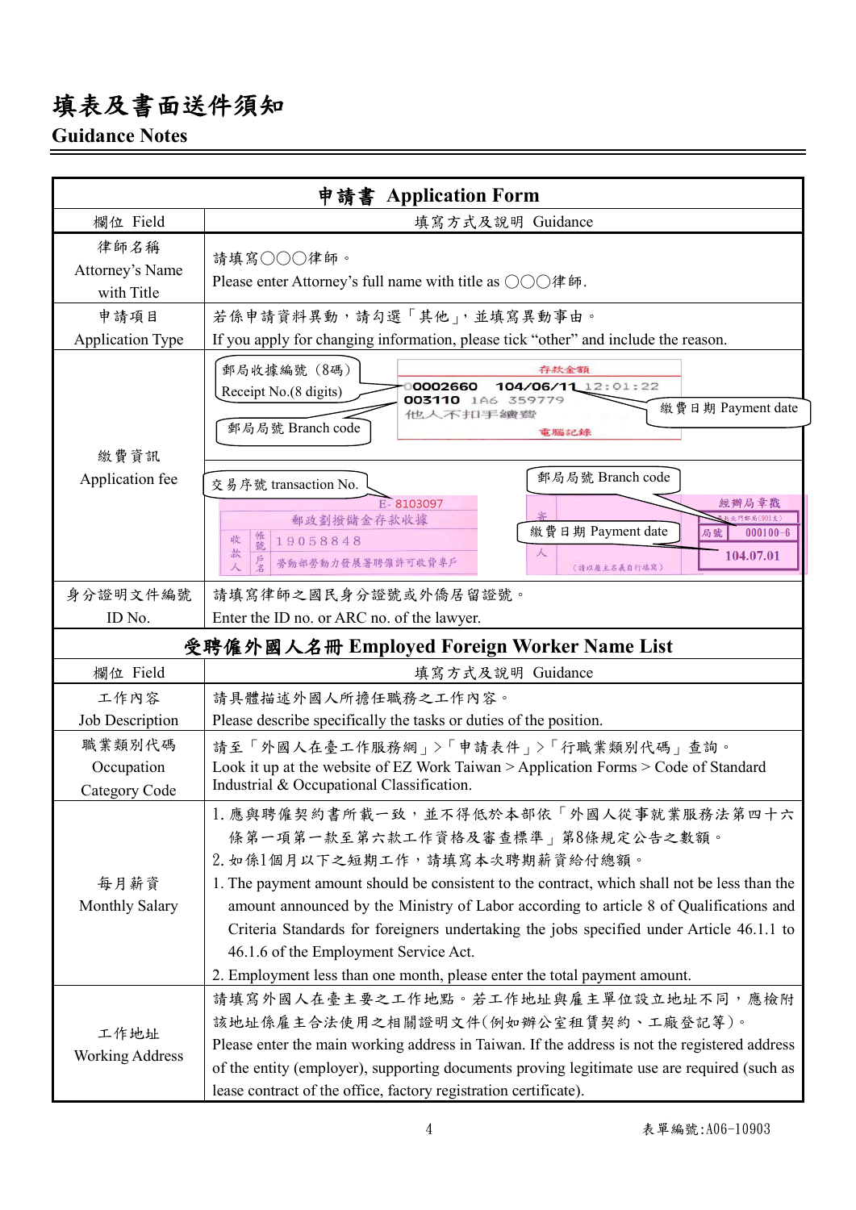# 填表及書面送件須知

## Guidance Notes

| 申請書 Application Form | |
|---|---|
| 欄位 Field | 填寫方式及說明 Guidance |
| 律師名稱<br>Attorney's Name with Title | 請填寫○○○律師。<br>Please enter Attorney's full name with title as ○○○律師. |
| 申請項目<br>Application Type | 若係申請資料異動，請勾選「其他」，並填寫異動事由。<br>If you apply for changing information, please tick "other" and include the reason. |
| 繳費資訊<br>Application fee | 郵局收據編號（8碼）Receipt No.(8 digits)<br>郵局局號 Branch code<br>繳費日期 Payment date<br>存款金額<br>00002660 104/06/11 12:01:22<br>003110 1A6 359779<br>他人不扣手續費<br>電腦記錄<br><br>交易序號 transaction No.<br>郵局局號 Branch code<br>繳費日期 Payment date<br>E- 8103097<br>郵政劃撥儲金存款收據<br>收款人 帳號 19058848<br>戶名 勞動部勞動力發展署聘僱許可收費專戶<br>經辦局章戳<br>局號 000100-6<br>104.07.01 |
| 身分證明文件編號<br>ID No. | 請填寫律師之國民身分證號或外僑居留證號。<br>Enter the ID no. or ARC no. of the lawyer. |

| 受聘僱外國人名冊 Employed Foreign Worker Name List | |
|---|---|
| 欄位 Field | 填寫方式及說明 Guidance |
| 工作內容<br>Job Description | 請具體描述外國人所擔任職務之工作內容。<br>Please describe specifically the tasks or duties of the position. |
| 職業類別代碼<br>Occupation Category Code | 請至「外國人在臺工作服務網」>「申請表件」>「行職業類別代碼」查詢。<br>Look it up at the website of EZ Work Taiwan > Application Forms > Code of Standard Industrial & Occupational Classification. |
| 每月薪資<br>Monthly Salary | 1. 應與聘僱契約書所載一致，並不得低於本部依「外國人從事就業服務法第四十六條第一項第一款至第六款工作資格及審查標準」第8條規定公告之數額。<br>2. 如係1個月以下之短期工作，請填寫本次聘期薪資給付總額。<br>1. The payment amount should be consistent to the contract, which shall not be less than the amount announced by the Ministry of Labor according to article 8 of Qualifications and Criteria Standards for foreigners undertaking the jobs specified under Article 46.1.1 to 46.1.6 of the Employment Service Act.<br>2. Employment less than one month, please enter the total payment amount. |
| 工作地址<br>Working Address | 請填寫外國人在臺主要之工作地點。若工作地址與雇主單位設立地址不同，應檢附該地址係雇主合法使用之相關證明文件(例如辦公室租賃契約、工廠登記等)。<br>Please enter the main working address in Taiwan. If the address is not the registered address of the entity (employer), supporting documents proving legitimate use are required (such as lease contract of the office, factory registration certificate). |

表單編號:A06-10903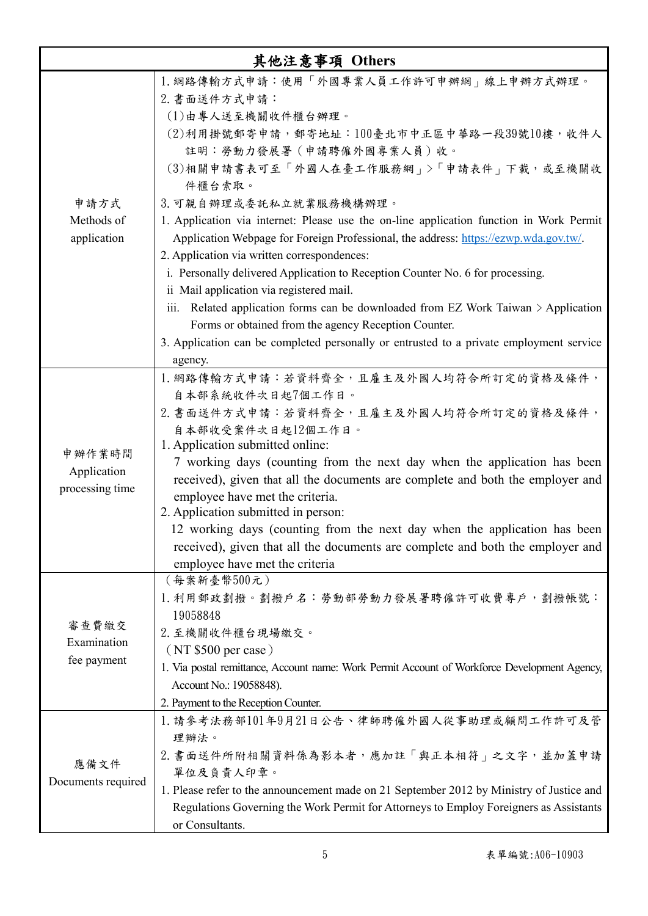| 其他注意事項 Others | |
|---|---|
| 申請方式<br>Methods of application | 1. 網路傳輸方式申請：使用「外國專業人員工作許可申辦網」線上申辦方式辦理。<br>2. 書面送件方式申請：<br>(1)由專人送至機關收件櫃台辦理。<br>(2)利用掛號郵寄申請，郵寄地址：100臺北市中正區中華路一段39號10樓，收件人註明：勞動力發展署（申請聘僱外國專業人員）收。<br>(3)相關申請書表可至「外國人在臺工作服務網」>「申請表件」下載，或至機關收件櫃台索取。<br>3. 可親自辦理或委託私立就業服務機構辦理。<br>1. Application via internet: Please use the on-line application function in Work Permit Application Webpage for Foreign Professional, the address: https://ezwp.wda.gov.tw/.<br>2. Application via written correspondences:<br>i. Personally delivered Application to Reception Counter No. 6 for processing.<br>ii Mail application via registered mail.<br>iii. Related application forms can be downloaded from EZ Work Taiwan > Application Forms or obtained from the agency Reception Counter.<br>3. Application can be completed personally or entrusted to a private employment service agency. |
| 申辦作業時間<br>Application processing time | 1. 網路傳輸方式申請：若資料齊全，且雇主及外國人均符合所訂定的資格及條件，自本部系統收件次日起7個工作日。<br>2. 書面送件方式申請：若資料齊全，且雇主及外國人均符合所訂定的資格及條件，自本部收受案件次日起12個工作日。<br>1. Application submitted online:<br>7 working days (counting from the next day when the application has been received), given that all the documents are complete and both the employer and employee have met the criteria.<br>2. Application submitted in person:<br>12 working days (counting from the next day when the application has been received), given that all the documents are complete and both the employer and employee have met the criteria |
| 審查費繳交<br>Examination fee payment | （每案新臺幣500元）<br>1. 利用郵政劃撥。劃撥戶名：勞動部勞動力發展署聘僱許可收費專戶，劃撥帳號：19058848<br>2. 至機關收件櫃台現場繳交。<br>（NT $500 per case）<br>1. Via postal remittance, Account name: Work Permit Account of Workforce Development Agency, Account No.: 19058848).<br>2. Payment to the Reception Counter. |
| 應備文件<br>Documents required | 1. 請參考法務部101年9月21日公告、律師聘僱外國人從事助理或顧問工作許可及管理辦法。<br>2. 書面送件所附相關資料係為影本者，應加註「與正本相符」之文字，並加蓋申請單位及負責人印章。<br>1. Please refer to the announcement made on 21 September 2012 by Ministry of Justice and Regulations Governing the Work Permit for Attorneys to Employ Foreigners as Assistants or Consultants. |

表單編號:A06-10903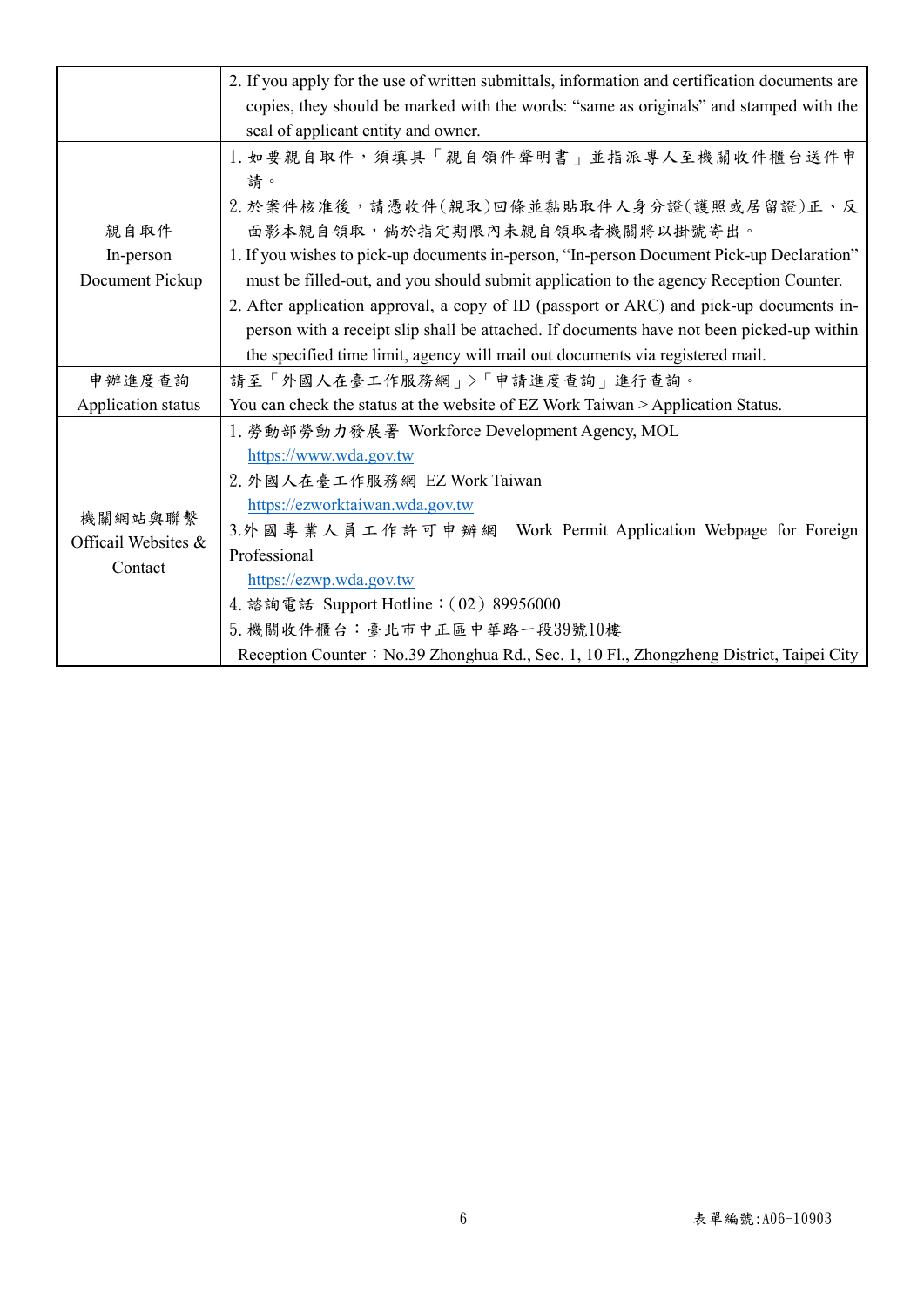| | |
|---|---|
| | 2. If you apply for the use of written submittals, information and certification documents are copies, they should be marked with the words: "same as originals" and stamped with the seal of applicant entity and owner. |
| 親自取件<br>In-person Document Pickup | 1. 如要親自取件，須填具「親自領件聲明書」並指派專人至機關收件櫃台送件申請。<br>2. 於案件核准後，請憑收件(親取)回條並黏貼取件人身分證(護照或居留證)正、反面影本親自領取，倘於指定期限內未親自領取者機關將以掛號寄出。<br>1. If you wishes to pick-up documents in-person, "In-person Document Pick-up Declaration" must be filled-out, and you should submit application to the agency Reception Counter.<br>2. After application approval, a copy of ID (passport or ARC) and pick-up documents in-person with a receipt slip shall be attached. If documents have not been picked-up within the specified time limit, agency will mail out documents via registered mail. |
| 申辦進度查詢<br>Application status | 請至「外國人在臺工作服務網」>「申請進度查詢」進行查詢。<br>You can check the status at the website of EZ Work Taiwan > Application Status. |
| 機關網站與聯繫<br>Officail Websites & Contact | 1. 勞動部勞動力發展署 Workforce Development Agency, MOL<br>https://www.wda.gov.tw<br>2. 外國人在臺工作服務網 EZ Work Taiwan<br>https://ezworktaiwan.wda.gov.tw<br>3.外國專業人員工作許可申辦網 Work Permit Application Webpage for Foreign Professional<br>https://ezwp.wda.gov.tw<br>4. 諮詢電話 Support Hotline：(02) 89956000<br>5. 機關收件櫃台：臺北市中正區中華路一段39號10樓<br>Reception Counter：No.39 Zhonghua Rd., Sec. 1, 10 Fl., Zhongzheng District, Taipei City |

表單編號:A06-10903